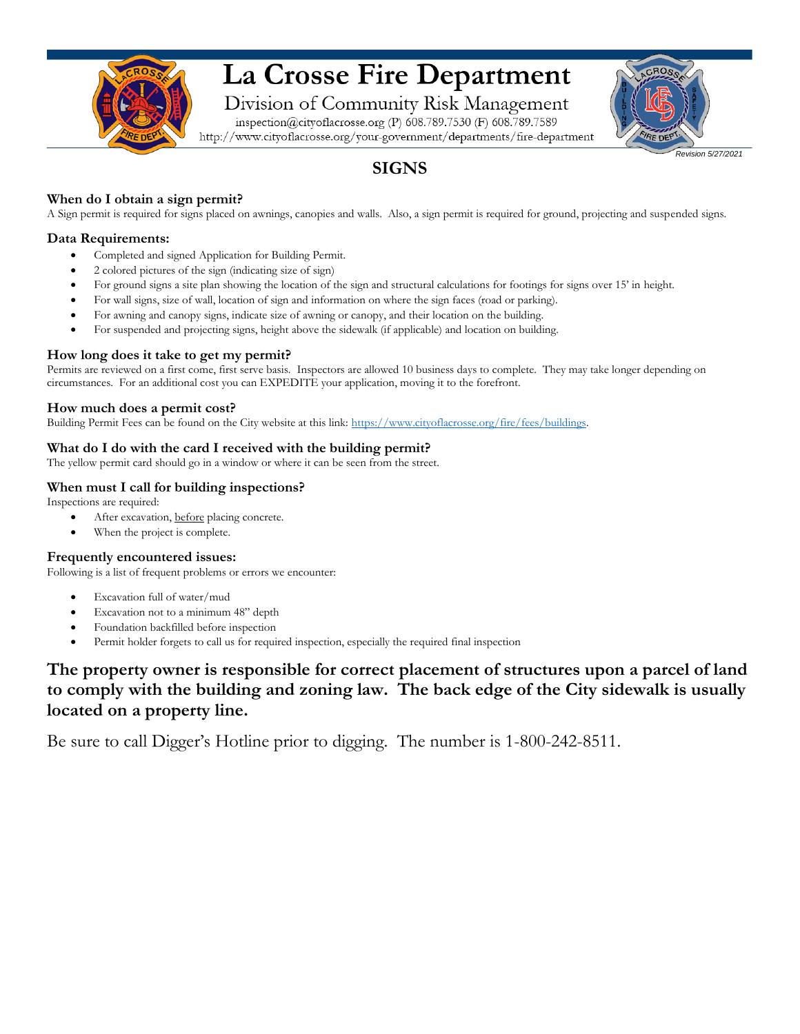# La Crosse Fire Department

Division of Community Risk Management

inspection@cityoflacrosse.org (P) 608.789.7530 (F) 608.789.7589

http://www.cityoflacrosse.org/your-government/departments/fire-department

*Revision 5/27/2021*

## SIGNS

### When do I obtain a sign permit?

A Sign permit is required for signs placed on awnings, canopies and walls. Also, a sign permit is required for ground, projecting and suspended signs.

### Data Requirements:

- Completed and signed Application for Building Permit.
- 2 colored pictures of the sign (indicating size of sign)
- For ground signs a site plan showing the location of the sign and structural calculations for footings for signs over 15' in height.
- For wall signs, size of wall, location of sign and information on where the sign faces (road or parking).
- For awning and canopy signs, indicate size of awning or canopy, and their location on the building.
- For suspended and projecting signs, height above the sidewalk (if applicable) and location on building.

### How long does it take to get my permit?

Permits are reviewed on a first come, first serve basis. Inspectors are allowed 10 business days to complete. They may take longer depending on circumstances. For an additional cost you can EXPEDITE your application, moving it to the forefront.

### How much does a permit cost?

Building Permit Fees can be found on the City website at this link: https://www.cityoflacrosse.org/fire/fees/buildings.

### What do I do with the card I received with the building permit?

The yellow permit card should go in a window or where it can be seen from the street.

### When must I call for building inspections?

Inspections are required:

- After excavation, before placing concrete.
- When the project is complete.

### Frequently encountered issues:

Following is a list of frequent problems or errors we encounter:

- Excavation full of water/mud
- Excavation not to a minimum 48" depth
- Foundation backfilled before inspection
- Permit holder forgets to call us for required inspection, especially the required final inspection

**The property owner is responsible for correct placement of structures upon a parcel of land to comply with the building and zoning law. The back edge of the City sidewalk is usually located on a property line.**

Be sure to call Digger's Hotline prior to digging. The number is 1-800-242-8511.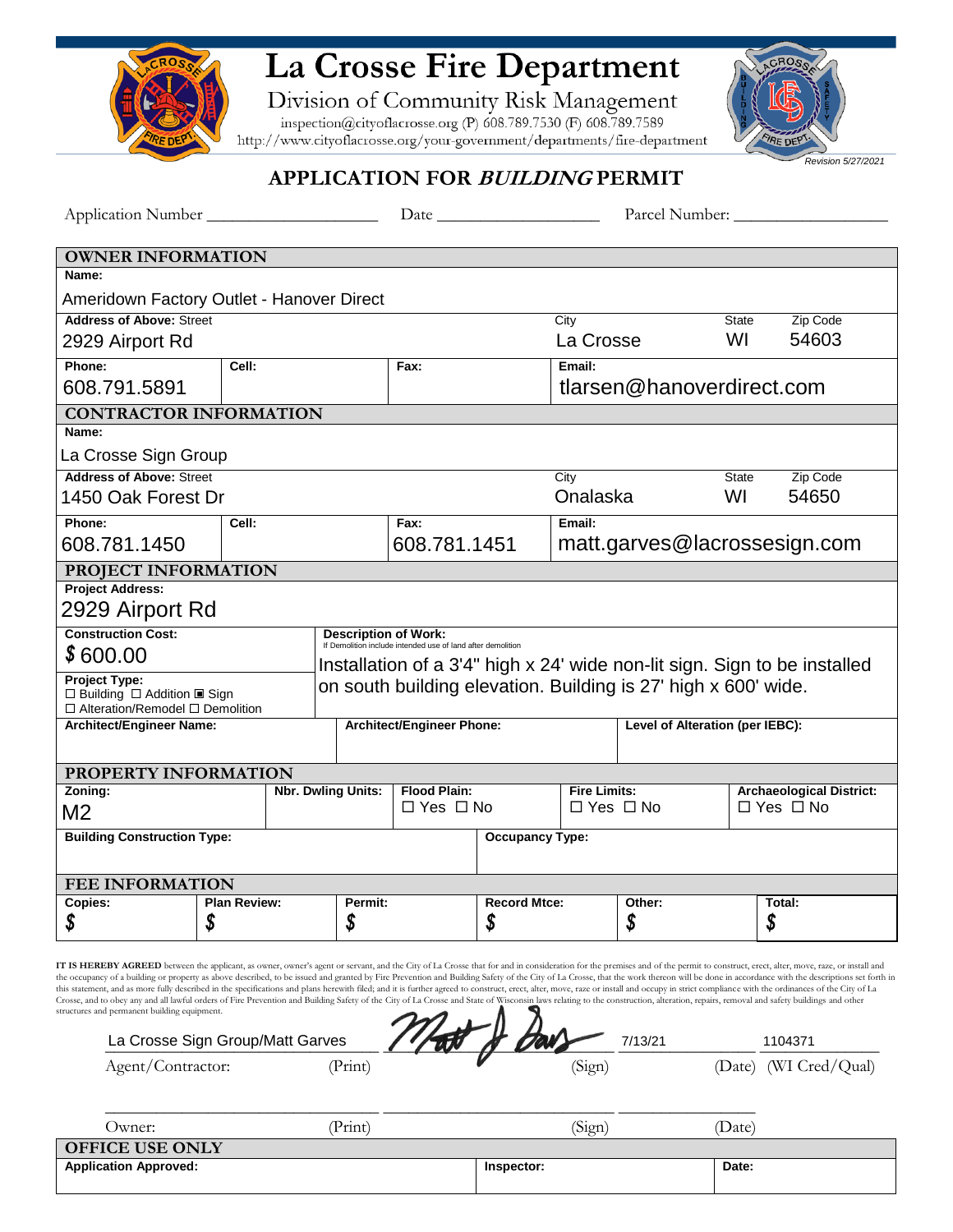# La Crosse Fire Department

Division of Community Risk Management

inspection@cityoflacrosse.org (P) 608.789.7530 (F) 608.789.7589

http://www.cityoflacrosse.org/your-government/departments/fire-department

*Revision 5/27/2021*

## APPLICATION FOR *BUILDING* PERMIT

Application Number ____________________ Date ____________________ Parcel Number: ____________________

### OWNER INFORMATION

| | | | |
|---|---|---|---|
| **Name:** Ameridown Factory Outlet - Hanover Direct | | | |
| **Address of Above:** Street 2929 Airport Rd | City La Crosse | State WI | Zip Code 54603 |
| **Phone:** 608.791.5891 | **Cell:** | **Fax:** | **Email:** tlarsen@hanoverdirect.com |

### CONTRACTOR INFORMATION

| | | | |
|---|---|---|---|
| **Name:** La Crosse Sign Group | | | |
| **Address of Above:** Street 1450 Oak Forest Dr | City Onalaska | State WI | Zip Code 54650 |
| **Phone:** 608.781.1450 | **Cell:** | **Fax:** 608.781.1451 | **Email:** matt.garves@lacrossesign.com |

### PROJECT INFORMATION

**Project Address:** 2929 Airport Rd

**Construction Cost:** $ 600.00

**Description of Work:** (If Demolition include intended use of land after demolition)
Installation of a 3'4" high x 24' wide non-lit sign. Sign to be installed on south building elevation. Building is 27' high x 600' wide.

**Project Type:** ☐ Building ☐ Addition ☒ Sign ☐ Alteration/Remodel ☐ Demolition

| Architect/Engineer Name: | Architect/Engineer Phone: | Level of Alteration (per IEBC): |
|---|---|---|
| | | |

### PROPERTY INFORMATION

| Zoning: | Nbr. Dwling Units: | Flood Plain: | Fire Limits: | Archaeological District: |
|---|---|---|---|---|
| M2 | | ☐ Yes ☐ No | ☐ Yes ☐ No | ☐ Yes ☐ No |

| Building Construction Type: | Occupancy Type: |
|---|---|
| | |

### FEE INFORMATION

| Copies: | Plan Review: | Permit: | Record Mtce: | Other: | Total: |
|---|---|---|---|---|---|
| $ | $ | $ | $ | $ | $ |

**IT IS HEREBY AGREED** between the applicant, as owner, owner's agent or servant, and the City of La Crosse that for and in consideration for the premises and of the permit to construct, erect, alter, move, raze, or install and the occupancy of a building or property as above described, to be issued and granted by Fire Prevention and Building Safety of the City of La Crosse, that the work thereon will be done in accordance with the descriptions set forth in this statement, and as more fully described in the specifications and plans herewith filed; and it is further agreed to construct, erect, alter, move, raze or install and occupy in strict compliance with the ordinances of the City of La Crosse, and to obey any and all lawful orders of Fire Prevention and Building Safety of the City of La Crosse and State of Wisconsin laws relating to the construction, alteration, repairs, removal and safety buildings and other structures and permanent building equipment.

| Agent/Contractor: (Print) | (Sign) | (Date) | (WI Cred/Qual) |
|---|---|---|---|
| La Crosse Sign Group/Matt Garves | [signature] | 7/13/21 | 1104371 |

| Owner: (Print) | (Sign) | (Date) |
|---|---|---|
| | | |

### OFFICE USE ONLY

| Application Approved: | Inspector: | Date: |
|---|---|---|
| | | |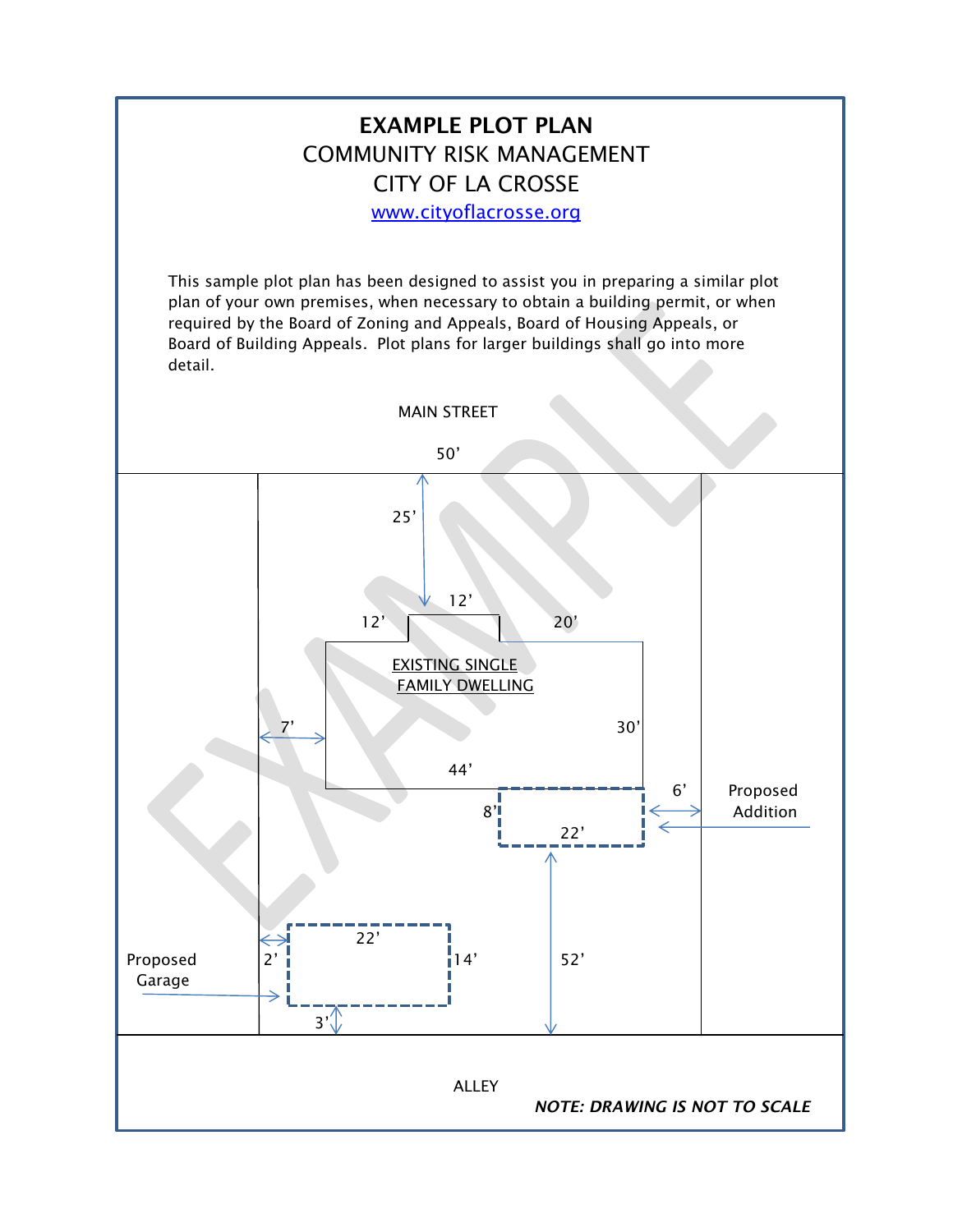# EXAMPLE PLOT PLAN

## COMMUNITY RISK MANAGEMENT

## CITY OF LA CROSSE

www.cityoflacrosse.org

This sample plot plan has been designed to assist you in preparing a similar plot plan of your own premises, when necessary to obtain a building permit, or when required by the Board of Zoning and Appeals, Board of Housing Appeals, or Board of Building Appeals. Plot plans for larger buildings shall go into more detail.

MAIN STREET

50'

25'

12'

12'

20'

EXISTING SINGLE FAMILY DWELLING

7'

30'

44'

6'

Proposed Addition

8'

22'

22'

Proposed Garage

2'

14'

52'

3'

ALLEY

***NOTE: DRAWING IS NOT TO SCALE***